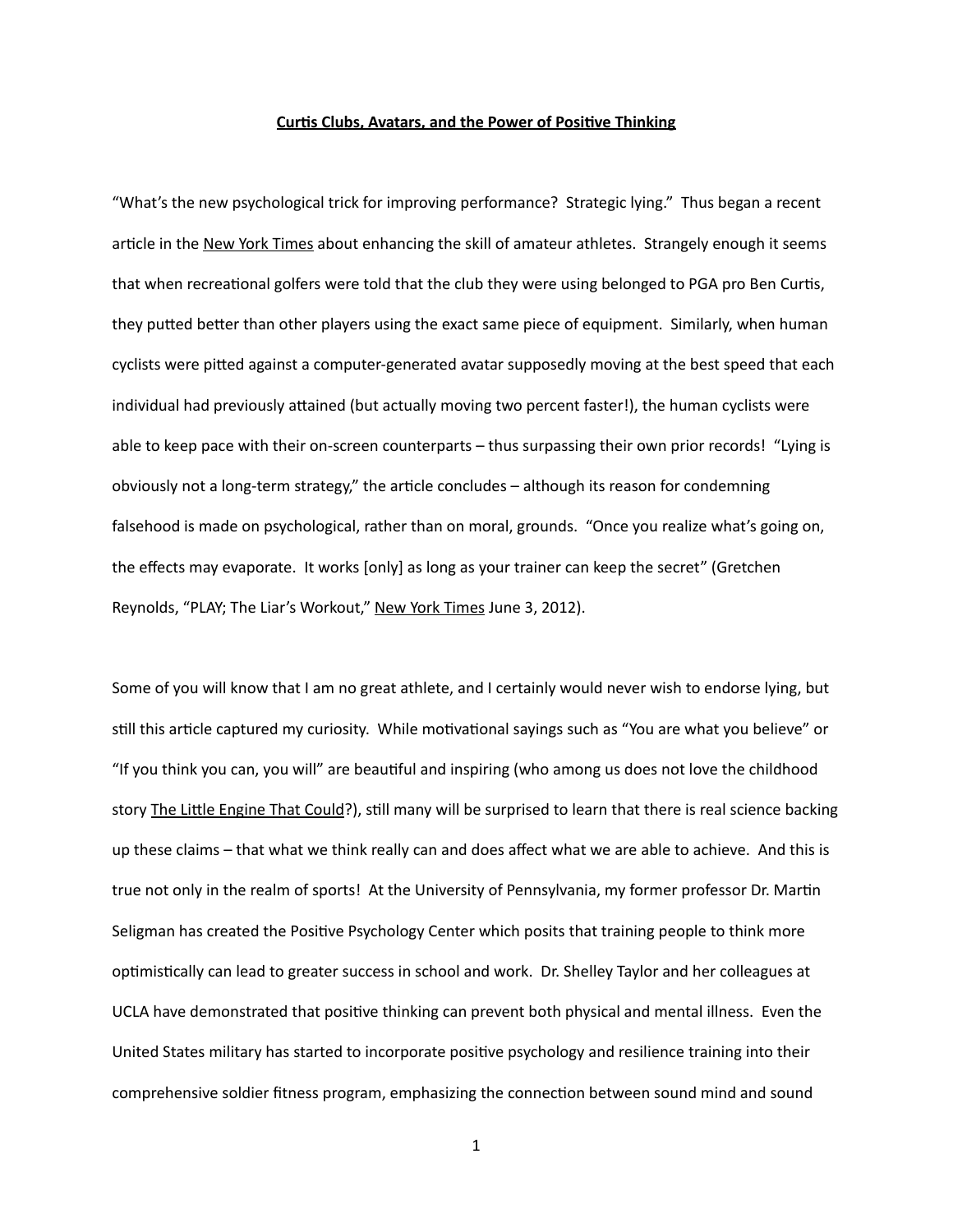**Curtis Clubs, Avatars, and the Power of Positive Thinking**

"What's the new psychological trick for improving performance? Strategic lying." Thus began a recent article in the New York Times about enhancing the skill of amateur athletes. Strangely enough it seems that when recreational golfers were told that the club they were using belonged to PGA pro Ben Curtis, they putted better than other players using the exact same piece of equipment. Similarly, when human cyclists were pitted against a computer-generated avatar supposedly moving at the best speed that each individual had previously attained (but actually moving two percent faster!), the human cyclists were able to keep pace with their on-screen counterparts – thus surpassing their own prior records! "Lying is obviously not a long-term strategy," the article concludes – although its reason for condemning falsehood is made on psychological, rather than on moral, grounds. "Once you realize what's going on, the effects may evaporate. It works [only] as long as your trainer can keep the secret" (Gretchen Reynolds, "PLAY; The Liar's Workout," New York Times June 3, 2012).

Some of you will know that I am no great athlete, and I certainly would never wish to endorse lying, but still this article captured my curiosity. While motivational sayings such as "You are what you believe" or "If you think you can, you will" are beautiful and inspiring (who among us does not love the childhood story The Little Engine That Could?), still many will be surprised to learn that there is real science backing up these claims – that what we think really can and does affect what we are able to achieve. And this is true not only in the realm of sports! At the University of Pennsylvania, my former professor Dr. Martin Seligman has created the Positive Psychology Center which posits that training people to think more optimistically can lead to greater success in school and work. Dr. Shelley Taylor and her colleagues at UCLA have demonstrated that positive thinking can prevent both physical and mental illness. Even the United States military has started to incorporate positive psychology and resilience training into their comprehensive soldier fitness program, emphasizing the connection between sound mind and sound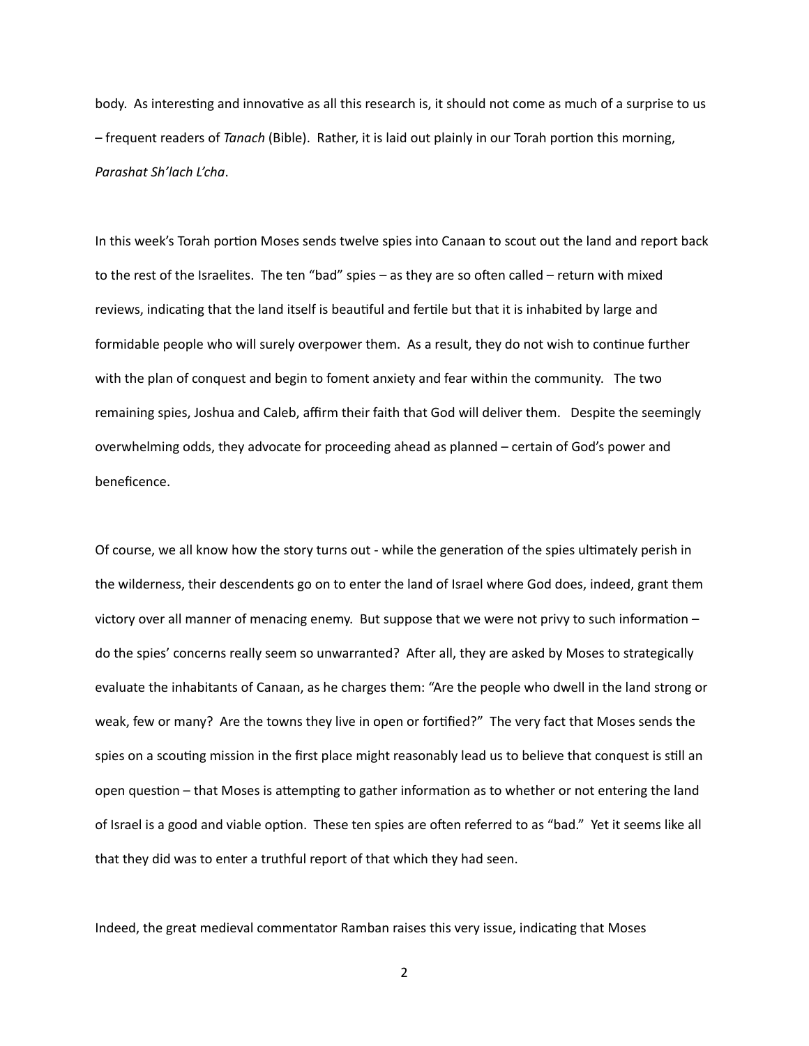body. As interesting and innovative as all this research is, it should not come as much of a surprise to us – frequent readers of *Tanach* (Bible). Rather, it is laid out plainly in our Torah portion this morning, *Parashat Sh'lach L'cha*.

In this week's Torah portion Moses sends twelve spies into Canaan to scout out the land and report back to the rest of the Israelites. The ten "bad" spies – as they are so often called – return with mixed reviews, indicating that the land itself is beautiful and fertile but that it is inhabited by large and formidable people who will surely overpower them. As a result, they do not wish to continue further with the plan of conquest and begin to foment anxiety and fear within the community. The two remaining spies, Joshua and Caleb, affirm their faith that God will deliver them. Despite the seemingly overwhelming odds, they advocate for proceeding ahead as planned – certain of God's power and beneficence.

Of course, we all know how the story turns out - while the generation of the spies ultimately perish in the wilderness, their descendents go on to enter the land of Israel where God does, indeed, grant them victory over all manner of menacing enemy. But suppose that we were not privy to such information – do the spies' concerns really seem so unwarranted? After all, they are asked by Moses to strategically evaluate the inhabitants of Canaan, as he charges them: "Are the people who dwell in the land strong or weak, few or many? Are the towns they live in open or fortified?" The very fact that Moses sends the spies on a scouting mission in the first place might reasonably lead us to believe that conquest is still an open question – that Moses is attempting to gather information as to whether or not entering the land of Israel is a good and viable option. These ten spies are often referred to as "bad." Yet it seems like all that they did was to enter a truthful report of that which they had seen.

Indeed, the great medieval commentator Ramban raises this very issue, indicating that Moses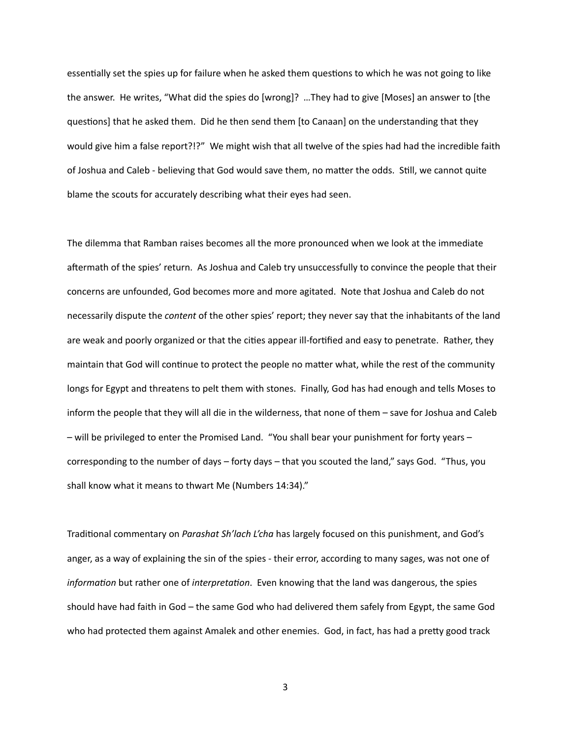essentially set the spies up for failure when he asked them questions to which he was not going to like the answer. He writes, "What did the spies do [wrong]? …They had to give [Moses] an answer to [the questions] that he asked them. Did he then send them [to Canaan] on the understanding that they would give him a false report?!?" We might wish that all twelve of the spies had had the incredible faith of Joshua and Caleb - believing that God would save them, no matter the odds. Still, we cannot quite blame the scouts for accurately describing what their eyes had seen.

The dilemma that Ramban raises becomes all the more pronounced when we look at the immediate aftermath of the spies' return. As Joshua and Caleb try unsuccessfully to convince the people that their concerns are unfounded, God becomes more and more agitated. Note that Joshua and Caleb do not necessarily dispute the *content* of the other spies' report; they never say that the inhabitants of the land are weak and poorly organized or that the cities appear ill-fortified and easy to penetrate. Rather, they maintain that God will continue to protect the people no matter what, while the rest of the community longs for Egypt and threatens to pelt them with stones. Finally, God has had enough and tells Moses to inform the people that they will all die in the wilderness, that none of them – save for Joshua and Caleb – will be privileged to enter the Promised Land. "You shall bear your punishment for forty years – corresponding to the number of days – forty days – that you scouted the land," says God. "Thus, you shall know what it means to thwart Me (Numbers 14:34)."

Traditional commentary on *Parashat Sh'lach L'cha* has largely focused on this punishment, and God's anger, as a way of explaining the sin of the spies - their error, according to many sages, was not one of *information* but rather one of *interpretation*. Even knowing that the land was dangerous, the spies should have had faith in God – the same God who had delivered them safely from Egypt, the same God who had protected them against Amalek and other enemies. God, in fact, has had a pretty good track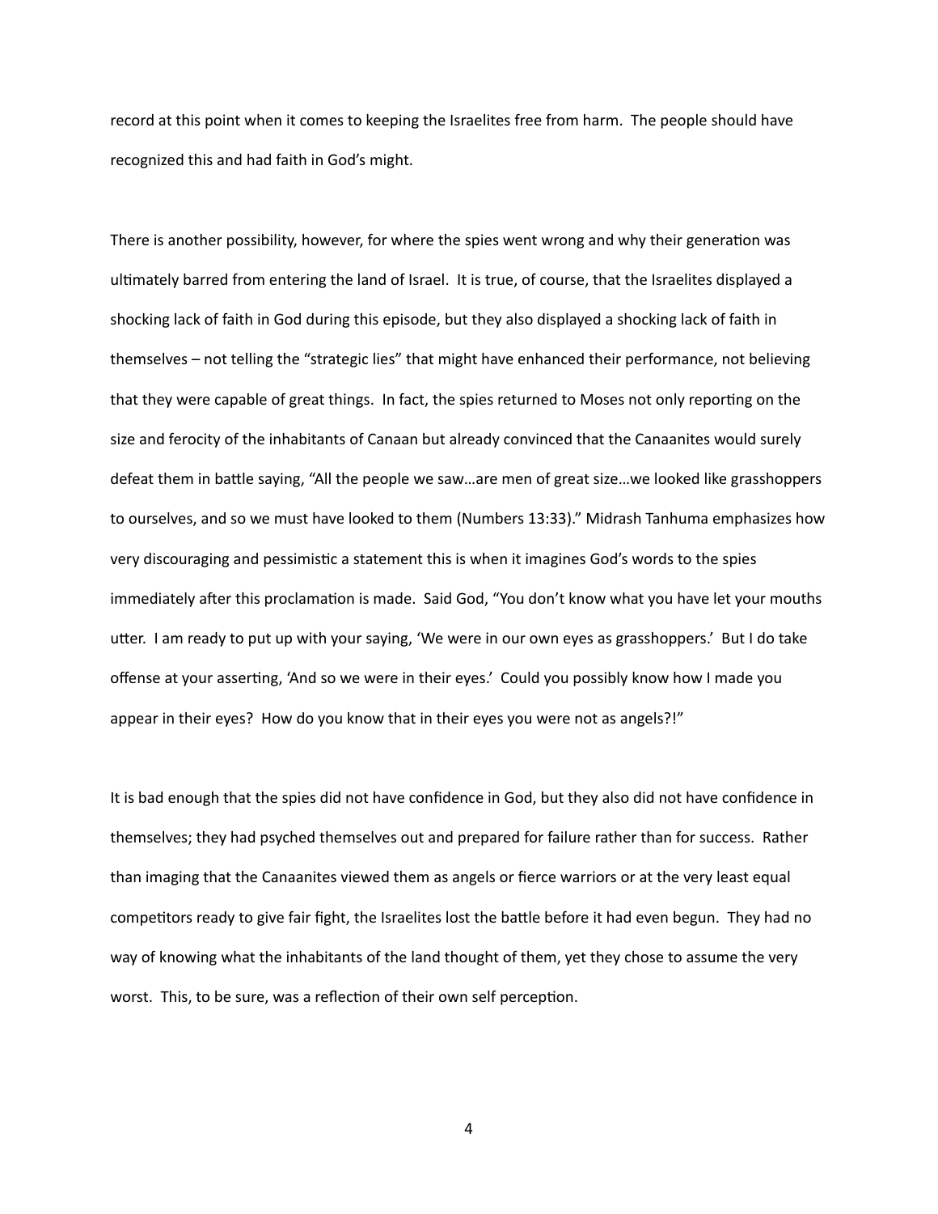record at this point when it comes to keeping the Israelites free from harm. The people should have recognized this and had faith in God's might.

There is another possibility, however, for where the spies went wrong and why their generation was ultimately barred from entering the land of Israel. It is true, of course, that the Israelites displayed a shocking lack of faith in God during this episode, but they also displayed a shocking lack of faith in themselves – not telling the "strategic lies" that might have enhanced their performance, not believing that they were capable of great things. In fact, the spies returned to Moses not only reporting on the size and ferocity of the inhabitants of Canaan but already convinced that the Canaanites would surely defeat them in battle saying, "All the people we saw…are men of great size…we looked like grasshoppers to ourselves, and so we must have looked to them (Numbers 13:33)." Midrash Tanhuma emphasizes how very discouraging and pessimistic a statement this is when it imagines God's words to the spies immediately after this proclamation is made. Said God, "You don't know what you have let your mouths utter. I am ready to put up with your saying, 'We were in our own eyes as grasshoppers.' But I do take offense at your asserting, 'And so we were in their eyes.' Could you possibly know how I made you appear in their eyes? How do you know that in their eyes you were not as angels?!"

It is bad enough that the spies did not have confidence in God, but they also did not have confidence in themselves; they had psyched themselves out and prepared for failure rather than for success. Rather than imaging that the Canaanites viewed them as angels or fierce warriors or at the very least equal competitors ready to give fair fight, the Israelites lost the battle before it had even begun. They had no way of knowing what the inhabitants of the land thought of them, yet they chose to assume the very worst. This, to be sure, was a reflection of their own self perception.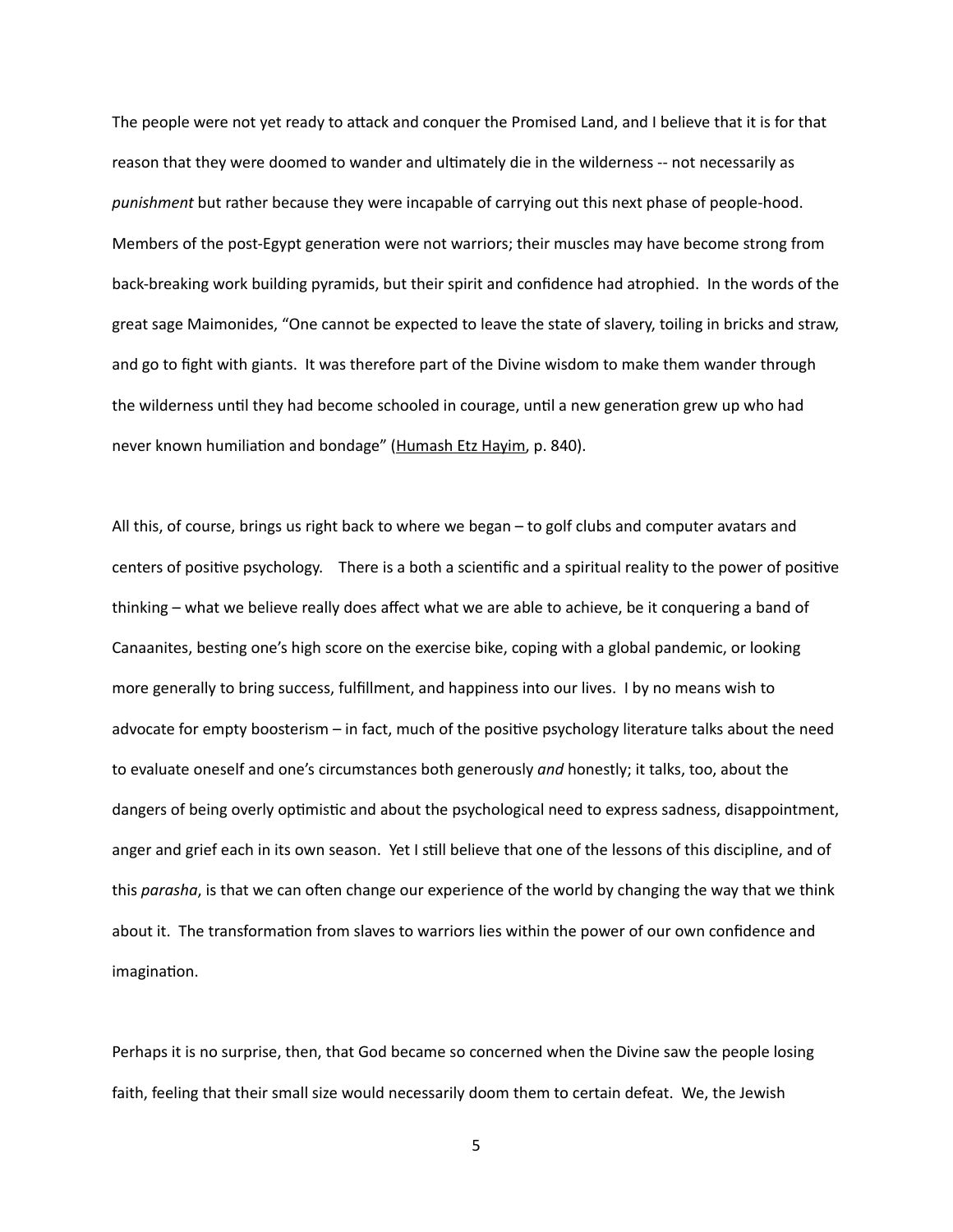The people were not yet ready to attack and conquer the Promised Land, and I believe that it is for that reason that they were doomed to wander and ultimately die in the wilderness -- not necessarily as *punishment* but rather because they were incapable of carrying out this next phase of people-hood. Members of the post-Egypt generation were not warriors; their muscles may have become strong from back-breaking work building pyramids, but their spirit and confidence had atrophied. In the words of the great sage Maimonides, "One cannot be expected to leave the state of slavery, toiling in bricks and straw, and go to fight with giants. It was therefore part of the Divine wisdom to make them wander through the wilderness until they had become schooled in courage, until a new generation grew up who had never known humiliation and bondage" (Humash Etz Hayim, p. 840).

All this, of course, brings us right back to where we began – to golf clubs and computer avatars and centers of positive psychology. There is a both a scientific and a spiritual reality to the power of positive thinking – what we believe really does affect what we are able to achieve, be it conquering a band of Canaanites, besting one's high score on the exercise bike, coping with a global pandemic, or looking more generally to bring success, fulfillment, and happiness into our lives. I by no means wish to advocate for empty boosterism – in fact, much of the positive psychology literature talks about the need to evaluate oneself and one's circumstances both generously *and* honestly; it talks, too, about the dangers of being overly optimistic and about the psychological need to express sadness, disappointment, anger and grief each in its own season. Yet I still believe that one of the lessons of this discipline, and of this *parasha*, is that we can often change our experience of the world by changing the way that we think about it. The transformation from slaves to warriors lies within the power of our own confidence and imagination.

Perhaps it is no surprise, then, that God became so concerned when the Divine saw the people losing faith, feeling that their small size would necessarily doom them to certain defeat. We, the Jewish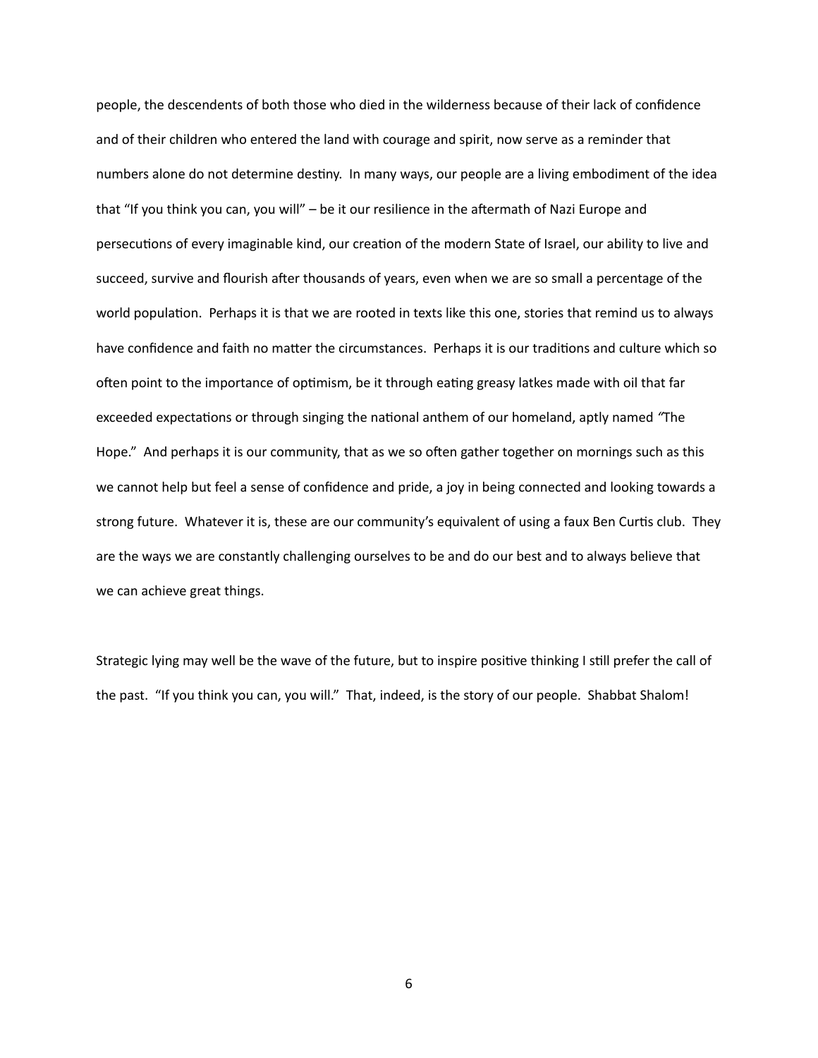people, the descendents of both those who died in the wilderness because of their lack of confidence and of their children who entered the land with courage and spirit, now serve as a reminder that numbers alone do not determine destiny. In many ways, our people are a living embodiment of the idea that "If you think you can, you will" – be it our resilience in the aftermath of Nazi Europe and persecutions of every imaginable kind, our creation of the modern State of Israel, our ability to live and succeed, survive and flourish after thousands of years, even when we are so small a percentage of the world population. Perhaps it is that we are rooted in texts like this one, stories that remind us to always have confidence and faith no matter the circumstances. Perhaps it is our traditions and culture which so often point to the importance of optimism, be it through eating greasy latkes made with oil that far exceeded expectations or through singing the national anthem of our homeland, aptly named "The Hope." And perhaps it is our community, that as we so often gather together on mornings such as this we cannot help but feel a sense of confidence and pride, a joy in being connected and looking towards a strong future. Whatever it is, these are our community's equivalent of using a faux Ben Curtis club. They are the ways we are constantly challenging ourselves to be and do our best and to always believe that we can achieve great things.

Strategic lying may well be the wave of the future, but to inspire positive thinking I still prefer the call of the past. "If you think you can, you will." That, indeed, is the story of our people. Shabbat Shalom!